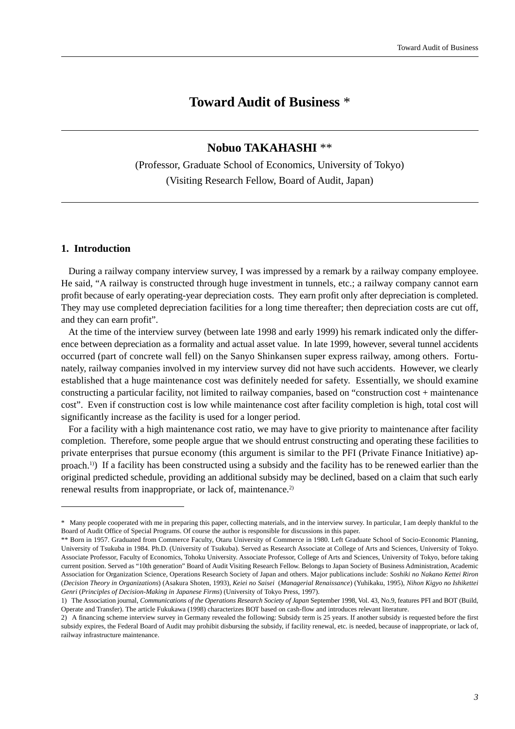# Toward Audit of Business *

**Nobuo TAKAHASHI** **

(Professor, Graduate School of Economics, University of Tokyo)

(Visiting Research Fellow, Board of Audit, Japan)

## 1. Introduction

During a railway company interview survey, I was impressed by a remark by a railway company employee. He said, "A railway is constructed through huge investment in tunnels, etc.; a railway company cannot earn profit because of early operating-year depreciation costs. They earn profit only after depreciation is completed. They may use completed depreciation facilities for a long time thereafter; then depreciation costs are cut off, and they can earn profit".

At the time of the interview survey (between late 1998 and early 1999) his remark indicated only the difference between depreciation as a formality and actual asset value. In late 1999, however, several tunnel accidents occurred (part of concrete wall fell) on the Sanyo Shinkansen super express railway, among others. Fortunately, railway companies involved in my interview survey did not have such accidents. However, we clearly established that a huge maintenance cost was definitely needed for safety. Essentially, we should examine constructing a particular facility, not limited to railway companies, based on "construction cost + maintenance cost". Even if construction cost is low while maintenance cost after facility completion is high, total cost will significantly increase as the facility is used for a longer period.

For a facility with a high maintenance cost ratio, we may have to give priority to maintenance after facility completion. Therefore, some people argue that we should entrust constructing and operating these facilities to private enterprises that pursue economy (this argument is similar to the PFI (Private Finance Initiative) approach.[1]) If a facility has been constructed using a subsidy and the facility has to be renewed earlier than the original predicted schedule, providing an additional subsidy may be declined, based on a claim that such early renewal results from inappropriate, or lack of, maintenance.[2]

---

\* Many people cooperated with me in preparing this paper, collecting materials, and in the interview survey. In particular, I am deeply thankful to the Board of Audit Office of Special Programs. Of course the author is responsible for discussions in this paper.

\*\* Born in 1957. Graduated from Commerce Faculty, Otaru University of Commerce in 1980. Left Graduate School of Socio-Economic Planning, University of Tsukuba in 1984. Ph.D. (University of Tsukuba). Served as Research Associate at College of Arts and Sciences, University of Tokyo. Associate Professor, Faculty of Economics, Tohoku University. Associate Professor, College of Arts and Sciences, University of Tokyo, before taking current position. Served as "10th generation" Board of Audit Visiting Research Fellow. Belongs to Japan Society of Business Administration, Academic Association for Organization Science, Operations Research Society of Japan and others. Major publications include: *Soshiki no Nakano Kettei Riron* (*Decision Theory in Organizations*) (Asakura Shoten, 1993), *Keiei no Saisei* (*Managerial Renaissance*) (Yuhikaku, 1995), *Nihon Kigyo no Ishikettei Genri* (*Principles of Decision-Making in Japanese Firms*) (University of Tokyo Press, 1997).

1) The Association journal, *Communications of the Operations Research Society of Japan* September 1998, Vol. 43, No.9, features PFI and BOT (Build, Operate and Transfer). The article Fukukawa (1998) characterizes BOT based on cash-flow and introduces relevant literature.

2) A financing scheme interview survey in Germany revealed the following: Subsidy term is 25 years. If another subsidy is requested before the first subsidy expires, the Federal Board of Audit may prohibit disbursing the subsidy, if facility renewal, etc. is needed, because of inappropriate, or lack of, railway infrastructure maintenance.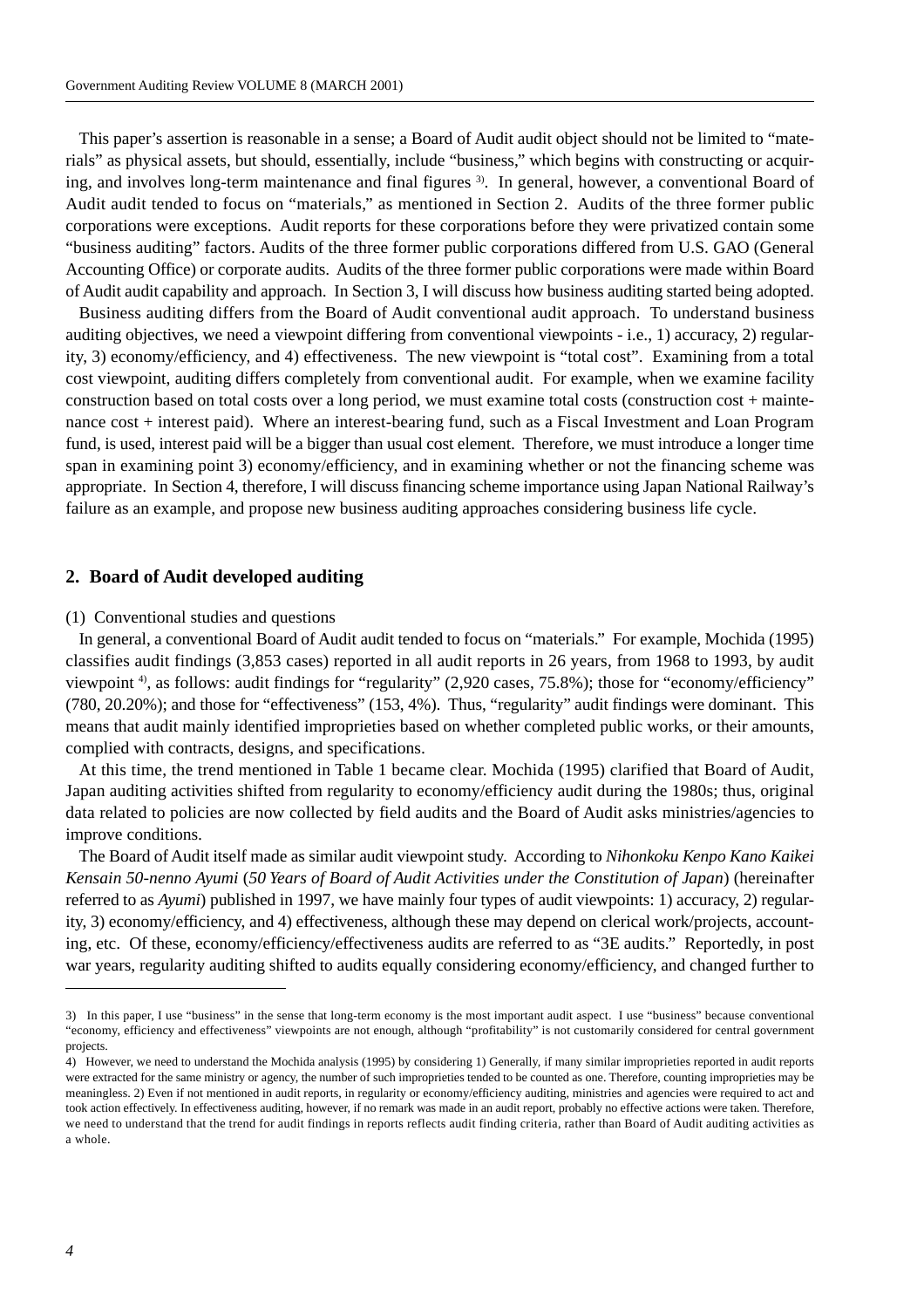This paper's assertion is reasonable in a sense; a Board of Audit audit object should not be limited to "materials" as physical assets, but should, essentially, include "business," which begins with constructing or acquiring, and involves long-term maintenance and final figures [3]. In general, however, a conventional Board of Audit audit tended to focus on "materials," as mentioned in Section 2. Audits of the three former public corporations were exceptions. Audit reports for these corporations before they were privatized contain some "business auditing" factors. Audits of the three former public corporations differed from U.S. GAO (General Accounting Office) or corporate audits. Audits of the three former public corporations were made within Board of Audit audit capability and approach. In Section 3, I will discuss how business auditing started being adopted.

Business auditing differs from the Board of Audit conventional audit approach. To understand business auditing objectives, we need a viewpoint differing from conventional viewpoints - i.e., 1) accuracy, 2) regularity, 3) economy/efficiency, and 4) effectiveness. The new viewpoint is "total cost". Examining from a total cost viewpoint, auditing differs completely from conventional audit. For example, when we examine facility construction based on total costs over a long period, we must examine total costs (construction cost + maintenance cost + interest paid). Where an interest-bearing fund, such as a Fiscal Investment and Loan Program fund, is used, interest paid will be a bigger than usual cost element. Therefore, we must introduce a longer time span in examining point 3) economy/efficiency, and in examining whether or not the financing scheme was appropriate. In Section 4, therefore, I will discuss financing scheme importance using Japan National Railway's failure as an example, and propose new business auditing approaches considering business life cycle.

## 2. Board of Audit developed auditing

(1) Conventional studies and questions

In general, a conventional Board of Audit audit tended to focus on "materials." For example, Mochida (1995) classifies audit findings (3,853 cases) reported in all audit reports in 26 years, from 1968 to 1993, by audit viewpoint [4], as follows: audit findings for "regularity" (2,920 cases, 75.8%); those for "economy/efficiency" (780, 20.20%); and those for "effectiveness" (153, 4%). Thus, "regularity" audit findings were dominant. This means that audit mainly identified improprieties based on whether completed public works, or their amounts, complied with contracts, designs, and specifications.

At this time, the trend mentioned in Table 1 became clear. Mochida (1995) clarified that Board of Audit, Japan auditing activities shifted from regularity to economy/efficiency audit during the 1980s; thus, original data related to policies are now collected by field audits and the Board of Audit asks ministries/agencies to improve conditions.

The Board of Audit itself made as similar audit viewpoint study. According to *Nihonkoku Kenpo Kano Kaikei Kensain 50-nenno Ayumi* (*50 Years of Board of Audit Activities under the Constitution of Japan*) (hereinafter referred to as *Ayumi*) published in 1997, we have mainly four types of audit viewpoints: 1) accuracy, 2) regularity, 3) economy/efficiency, and 4) effectiveness, although these may depend on clerical work/projects, accounting, etc. Of these, economy/efficiency/effectiveness audits are referred to as "3E audits." Reportedly, in post war years, regularity auditing shifted to audits equally considering economy/efficiency, and changed further to

---

3) In this paper, I use "business" in the sense that long-term economy is the most important audit aspect. I use "business" because conventional "economy, efficiency and effectiveness" viewpoints are not enough, although "profitability" is not customarily considered for central government projects.

4) However, we need to understand the Mochida analysis (1995) by considering 1) Generally, if many similar improprieties reported in audit reports were extracted for the same ministry or agency, the number of such improprieties tended to be counted as one. Therefore, counting improprieties may be meaningless. 2) Even if not mentioned in audit reports, in regularity or economy/efficiency auditing, ministries and agencies were required to act and took action effectively. In effectiveness auditing, however, if no remark was made in an audit report, probably no effective actions were taken. Therefore, we need to understand that the trend for audit findings in reports reflects audit finding criteria, rather than Board of Audit auditing activities as a whole.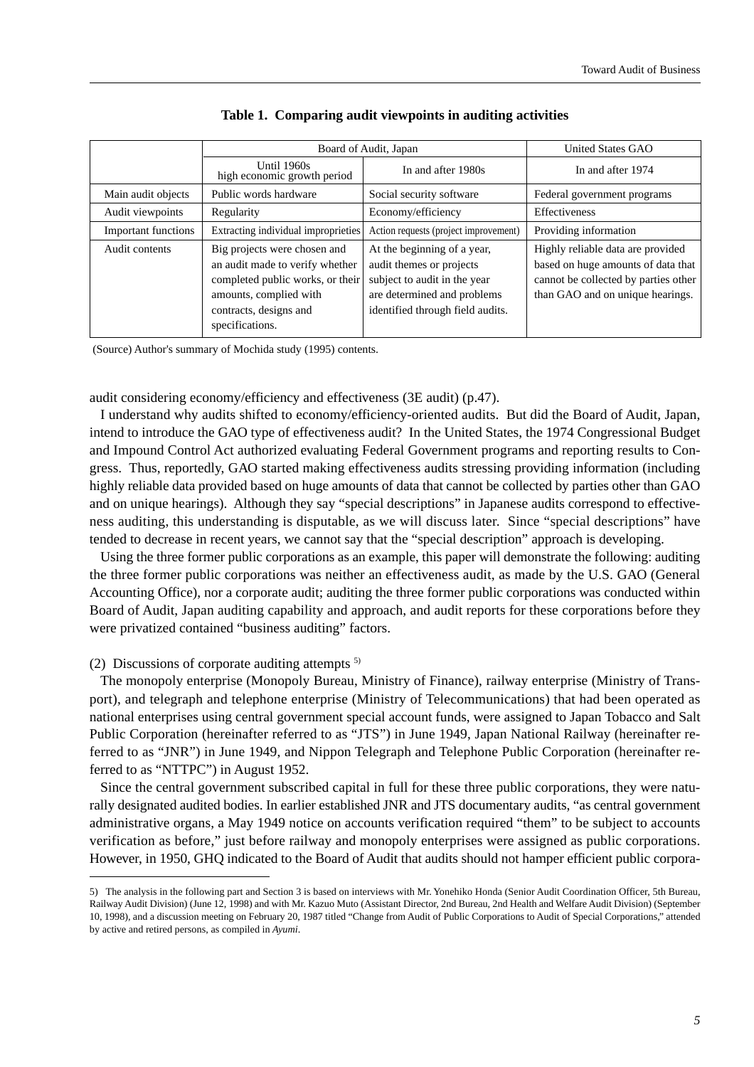**Table 1. Comparing audit viewpoints in auditing activities**

| | Board of Audit, Japan | | United States GAO |
|---|---|---|---|
| | Until 1960s high economic growth period | In and after 1980s | In and after 1974 |
| Main audit objects | Public words hardware | Social security software | Federal government programs |
| Audit viewpoints | Regularity | Economy/efficiency | Effectiveness |
| Important functions | Extracting individual improprieties | Action requests (project improvement) | Providing information |
| Audit contents | Big projects were chosen and an audit made to verify whether completed public works, or their amounts, complied with contracts, designs and specifications. | At the beginning of a year, audit themes or projects subject to audit in the year are determined and problems identified through field audits. | Highly reliable data are provided based on huge amounts of data that cannot be collected by parties other than GAO and on unique hearings. |

(Source) Author's summary of Mochida study (1995) contents.

audit considering economy/efficiency and effectiveness (3E audit) (p.47).

I understand why audits shifted to economy/efficiency-oriented audits. But did the Board of Audit, Japan, intend to introduce the GAO type of effectiveness audit? In the United States, the 1974 Congressional Budget and Impound Control Act authorized evaluating Federal Government programs and reporting results to Congress. Thus, reportedly, GAO started making effectiveness audits stressing providing information (including highly reliable data provided based on huge amounts of data that cannot be collected by parties other than GAO and on unique hearings). Although they say "special descriptions" in Japanese audits correspond to effectiveness auditing, this understanding is disputable, as we will discuss later. Since "special descriptions" have tended to decrease in recent years, we cannot say that the "special description" approach is developing.

Using the three former public corporations as an example, this paper will demonstrate the following: auditing the three former public corporations was neither an effectiveness audit, as made by the U.S. GAO (General Accounting Office), nor a corporate audit; auditing the three former public corporations was conducted within Board of Audit, Japan auditing capability and approach, and audit reports for these corporations before they were privatized contained "business auditing" factors.

(2) Discussions of corporate auditing attempts [5]

The monopoly enterprise (Monopoly Bureau, Ministry of Finance), railway enterprise (Ministry of Transport), and telegraph and telephone enterprise (Ministry of Telecommunications) that had been operated as national enterprises using central government special account funds, were assigned to Japan Tobacco and Salt Public Corporation (hereinafter referred to as "JTS") in June 1949, Japan National Railway (hereinafter referred to as "JNR") in June 1949, and Nippon Telegraph and Telephone Public Corporation (hereinafter referred to as "NTTPC") in August 1952.

Since the central government subscribed capital in full for these three public corporations, they were naturally designated audited bodies. In earlier established JNR and JTS documentary audits, "as central government administrative organs, a May 1949 notice on accounts verification required "them" to be subject to accounts verification as before," just before railway and monopoly enterprises were assigned as public corporations. However, in 1950, GHQ indicated to the Board of Audit that audits should not hamper efficient public corpora-

---

5) The analysis in the following part and Section 3 is based on interviews with Mr. Yonehiko Honda (Senior Audit Coordination Officer, 5th Bureau, Railway Audit Division) (June 12, 1998) and with Mr. Kazuo Muto (Assistant Director, 2nd Bureau, 2nd Health and Welfare Audit Division) (September 10, 1998), and a discussion meeting on February 20, 1987 titled "Change from Audit of Public Corporations to Audit of Special Corporations," attended by active and retired persons, as compiled in *Ayumi*.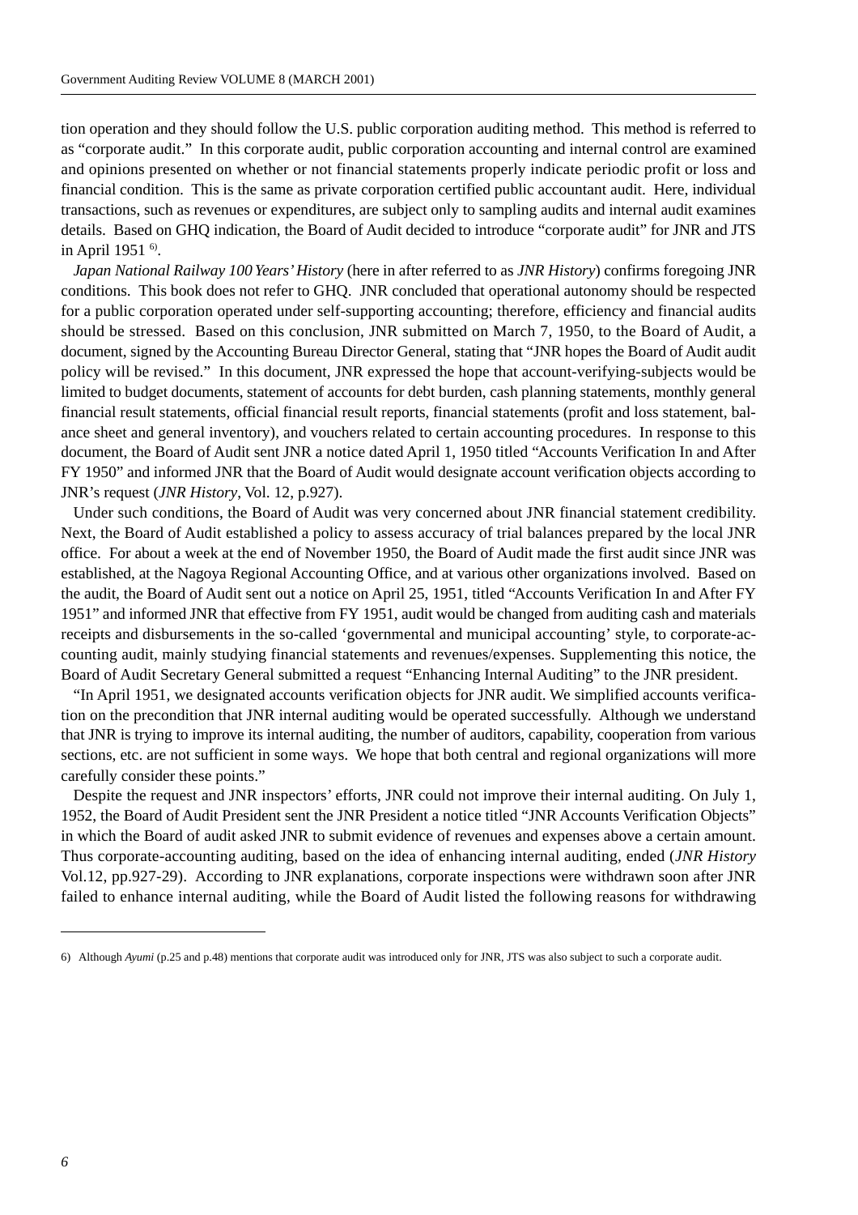tion operation and they should follow the U.S. public corporation auditing method. This method is referred to as "corporate audit." In this corporate audit, public corporation accounting and internal control are examined and opinions presented on whether or not financial statements properly indicate periodic profit or loss and financial condition. This is the same as private corporation certified public accountant audit. Here, individual transactions, such as revenues or expenditures, are subject only to sampling audits and internal audit examines details. Based on GHQ indication, the Board of Audit decided to introduce "corporate audit" for JNR and JTS in April 1951 [6].

*Japan National Railway 100 Years' History* (here in after referred to as *JNR History*) confirms foregoing JNR conditions. This book does not refer to GHQ. JNR concluded that operational autonomy should be respected for a public corporation operated under self-supporting accounting; therefore, efficiency and financial audits should be stressed. Based on this conclusion, JNR submitted on March 7, 1950, to the Board of Audit, a document, signed by the Accounting Bureau Director General, stating that "JNR hopes the Board of Audit audit policy will be revised." In this document, JNR expressed the hope that account-verifying-subjects would be limited to budget documents, statement of accounts for debt burden, cash planning statements, monthly general financial result statements, official financial result reports, financial statements (profit and loss statement, balance sheet and general inventory), and vouchers related to certain accounting procedures. In response to this document, the Board of Audit sent JNR a notice dated April 1, 1950 titled "Accounts Verification In and After FY 1950" and informed JNR that the Board of Audit would designate account verification objects according to JNR's request (*JNR History*, Vol. 12, p.927).

Under such conditions, the Board of Audit was very concerned about JNR financial statement credibility. Next, the Board of Audit established a policy to assess accuracy of trial balances prepared by the local JNR office. For about a week at the end of November 1950, the Board of Audit made the first audit since JNR was established, at the Nagoya Regional Accounting Office, and at various other organizations involved. Based on the audit, the Board of Audit sent out a notice on April 25, 1951, titled "Accounts Verification In and After FY 1951" and informed JNR that effective from FY 1951, audit would be changed from auditing cash and materials receipts and disbursements in the so-called 'governmental and municipal accounting' style, to corporate-accounting audit, mainly studying financial statements and revenues/expenses. Supplementing this notice, the Board of Audit Secretary General submitted a request "Enhancing Internal Auditing" to the JNR president.

"In April 1951, we designated accounts verification objects for JNR audit. We simplified accounts verification on the precondition that JNR internal auditing would be operated successfully. Although we understand that JNR is trying to improve its internal auditing, the number of auditors, capability, cooperation from various sections, etc. are not sufficient in some ways. We hope that both central and regional organizations will more carefully consider these points."

Despite the request and JNR inspectors' efforts, JNR could not improve their internal auditing. On July 1, 1952, the Board of Audit President sent the JNR President a notice titled "JNR Accounts Verification Objects" in which the Board of audit asked JNR to submit evidence of revenues and expenses above a certain amount. Thus corporate-accounting auditing, based on the idea of enhancing internal auditing, ended (*JNR History* Vol.12, pp.927-29). According to JNR explanations, corporate inspections were withdrawn soon after JNR failed to enhance internal auditing, while the Board of Audit listed the following reasons for withdrawing

---

6) Although *Ayumi* (p.25 and p.48) mentions that corporate audit was introduced only for JNR, JTS was also subject to such a corporate audit.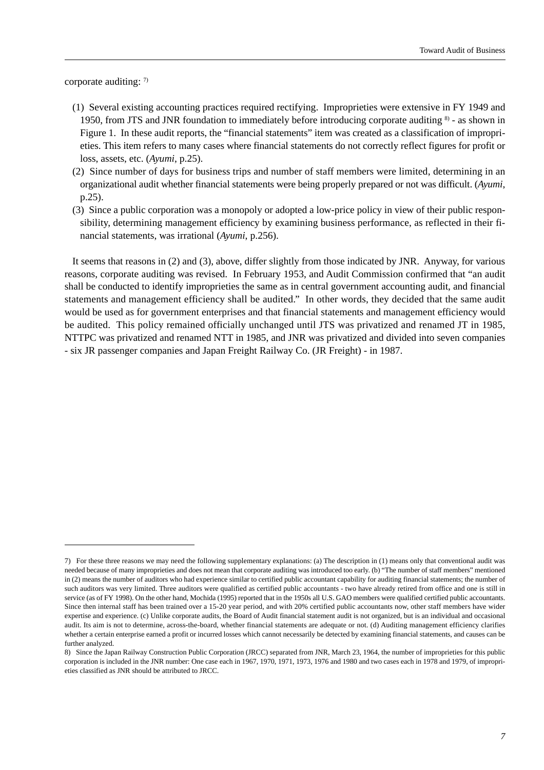corporate auditing: [7)]

(1) Several existing accounting practices required rectifying. Improprieties were extensive in FY 1949 and 1950, from JTS and JNR foundation to immediately before introducing corporate auditing [8)] - as shown in Figure 1. In these audit reports, the “financial statements” item was created as a classification of improprieties. This item refers to many cases where financial statements do not correctly reflect figures for profit or loss, assets, etc. (*Ayumi*, p.25).

(2) Since number of days for business trips and number of staff members were limited, determining in an organizational audit whether financial statements were being properly prepared or not was difficult. (*Ayumi*, p.25).

(3) Since a public corporation was a monopoly or adopted a low-price policy in view of their public responsibility, determining management efficiency by examining business performance, as reflected in their financial statements, was irrational (*Ayumi*, p.256).

It seems that reasons in (2) and (3), above, differ slightly from those indicated by JNR. Anyway, for various reasons, corporate auditing was revised. In February 1953, and Audit Commission confirmed that “an audit shall be conducted to identify improprieties the same as in central government accounting audit, and financial statements and management efficiency shall be audited.” In other words, they decided that the same audit would be used as for government enterprises and that financial statements and management efficiency would be audited. This policy remained officially unchanged until JTS was privatized and renamed JT in 1985, NTTPC was privatized and renamed NTT in 1985, and JNR was privatized and divided into seven companies - six JR passenger companies and Japan Freight Railway Co. (JR Freight) - in 1987.

---

7) For these three reasons we may need the following supplementary explanations: (a) The description in (1) means only that conventional audit was needed because of many improprieties and does not mean that corporate auditing was introduced too early. (b) “The number of staff members” mentioned in (2) means the number of auditors who had experience similar to certified public accountant capability for auditing financial statements; the number of such auditors was very limited. Three auditors were qualified as certified public accountants - two have already retired from office and one is still in service (as of FY 1998). On the other hand, Mochida (1995) reported that in the 1950s all U.S. GAO members were qualified certified public accountants. Since then internal staff has been trained over a 15-20 year period, and with 20% certified public accountants now, other staff members have wider expertise and experience. (c) Unlike corporate audits, the Board of Audit financial statement audit is not organized, but is an individual and occasional audit. Its aim is not to determine, across-the-board, whether financial statements are adequate or not. (d) Auditing management efficiency clarifies whether a certain enterprise earned a profit or incurred losses which cannot necessarily be detected by examining financial statements, and causes can be further analyzed.

8) Since the Japan Railway Construction Public Corporation (JRCC) separated from JNR, March 23, 1964, the number of improprieties for this public corporation is included in the JNR number: One case each in 1967, 1970, 1971, 1973, 1976 and 1980 and two cases each in 1978 and 1979, of improprieties classified as JNR should be attributed to JRCC.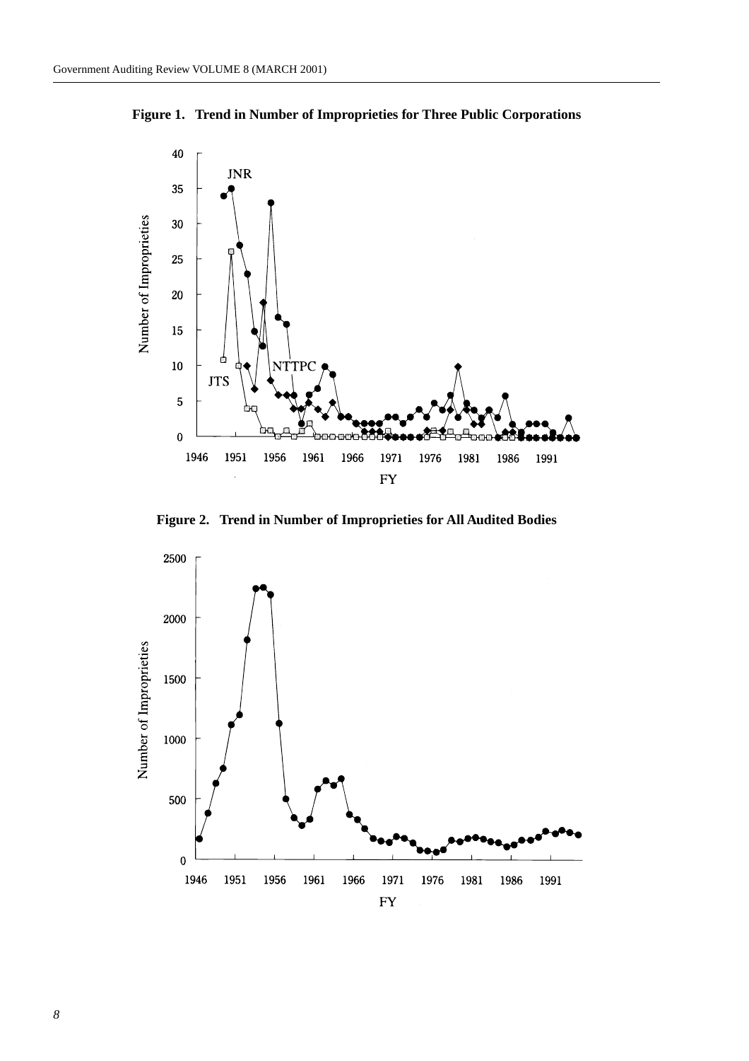**Figure 1. Trend in Number of Improprieties for Three Public Corporations**

**Figure 2. Trend in Number of Improprieties for All Audited Bodies**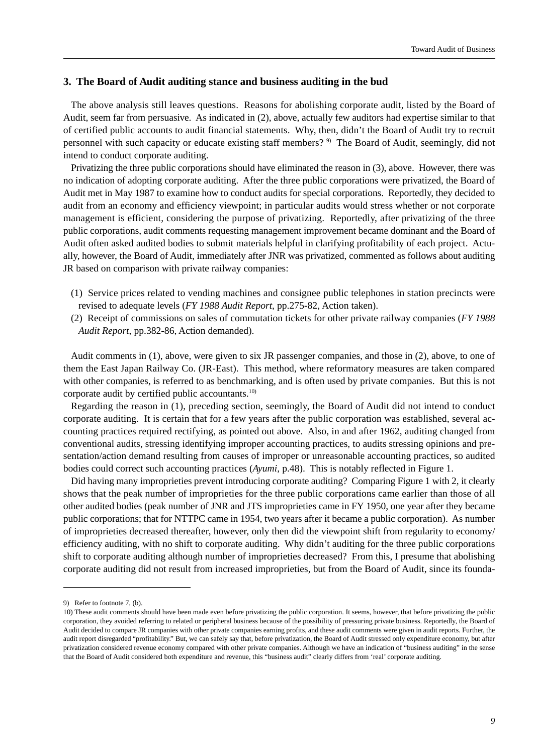### 3. The Board of Audit auditing stance and business auditing in the bud

The above analysis still leaves questions. Reasons for abolishing corporate audit, listed by the Board of Audit, seem far from persuasive. As indicated in (2), above, actually few auditors had expertise similar to that of certified public accounts to audit financial statements. Why, then, didn't the Board of Audit try to recruit personnel with such capacity or educate existing staff members? [9] The Board of Audit, seemingly, did not intend to conduct corporate auditing.

Privatizing the three public corporations should have eliminated the reason in (3), above. However, there was no indication of adopting corporate auditing. After the three public corporations were privatized, the Board of Audit met in May 1987 to examine how to conduct audits for special corporations. Reportedly, they decided to audit from an economy and efficiency viewpoint; in particular audits would stress whether or not corporate management is efficient, considering the purpose of privatizing. Reportedly, after privatizing of the three public corporations, audit comments requesting management improvement became dominant and the Board of Audit often asked audited bodies to submit materials helpful in clarifying profitability of each project. Actually, however, the Board of Audit, immediately after JNR was privatized, commented as follows about auditing JR based on comparison with private railway companies:

(1) Service prices related to vending machines and consignee public telephones in station precincts were revised to adequate levels (*FY 1988 Audit Report*, pp.275-82, Action taken).
(2) Receipt of commissions on sales of commutation tickets for other private railway companies (*FY 1988 Audit Report*, pp.382-86, Action demanded).

Audit comments in (1), above, were given to six JR passenger companies, and those in (2), above, to one of them the East Japan Railway Co. (JR-East). This method, where reformatory measures are taken compared with other companies, is referred to as benchmarking, and is often used by private companies. But this is not corporate audit by certified public accountants.[10]

Regarding the reason in (1), preceding section, seemingly, the Board of Audit did not intend to conduct corporate auditing. It is certain that for a few years after the public corporation was established, several accounting practices required rectifying, as pointed out above. Also, in and after 1962, auditing changed from conventional audits, stressing identifying improper accounting practices, to audits stressing opinions and presentation/action demand resulting from causes of improper or unreasonable accounting practices, so audited bodies could correct such accounting practices (*Ayumi*, p.48). This is notably reflected in Figure 1.

Did having many improprieties prevent introducing corporate auditing? Comparing Figure 1 with 2, it clearly shows that the peak number of improprieties for the three public corporations came earlier than those of all other audited bodies (peak number of JNR and JTS improprieties came in FY 1950, one year after they became public corporations; that for NTTPC came in 1954, two years after it became a public corporation). As number of improprieties decreased thereafter, however, only then did the viewpoint shift from regularity to economy/efficiency auditing, with no shift to corporate auditing. Why didn't auditing for the three public corporations shift to corporate auditing although number of improprieties decreased? From this, I presume that abolishing corporate auditing did not result from increased improprieties, but from the Board of Audit, since its founda-

---

9) Refer to footnote 7, (b).

10) These audit comments should have been made even before privatizing the public corporation. It seems, however, that before privatizing the public corporation, they avoided referring to related or peripheral business because of the possibility of pressuring private business. Reportedly, the Board of Audit decided to compare JR companies with other private companies earning profits, and these audit comments were given in audit reports. Further, the audit report disregarded "profitability." But, we can safely say that, before privatization, the Board of Audit stressed only expenditure economy, but after privatization considered revenue economy compared with other private companies. Although we have an indication of "business auditing" in the sense that the Board of Audit considered both expenditure and revenue, this "business audit" clearly differs from 'real' corporate auditing.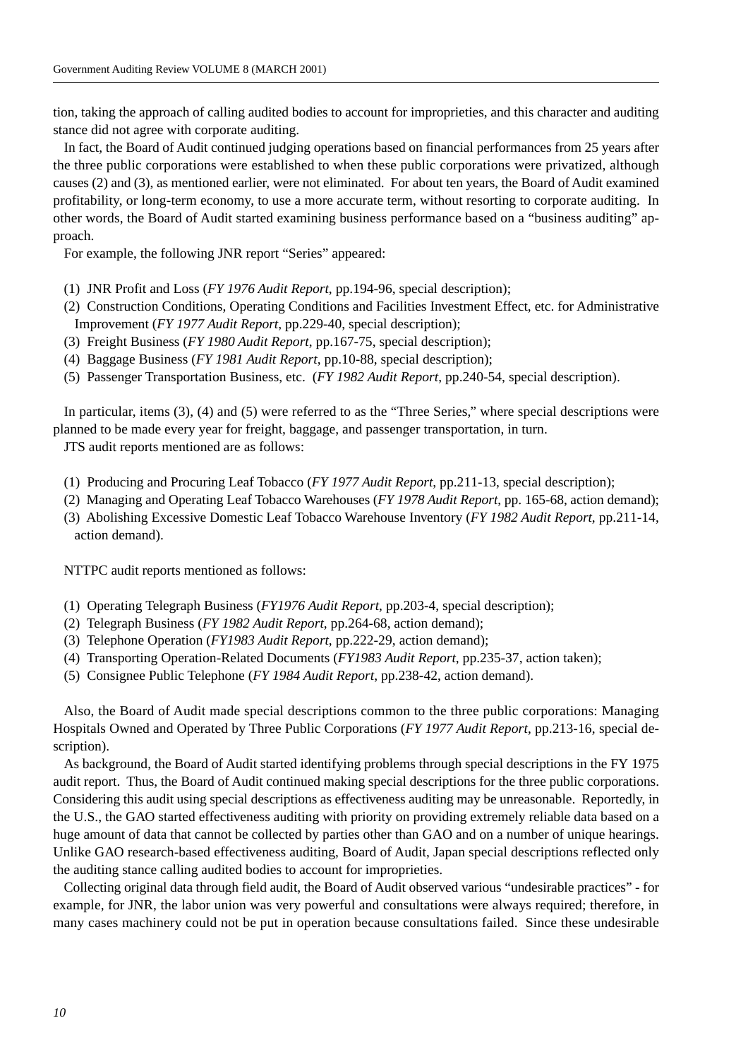tion, taking the approach of calling audited bodies to account for improprieties, and this character and auditing stance did not agree with corporate auditing.

In fact, the Board of Audit continued judging operations based on financial performances from 25 years after the three public corporations were established to when these public corporations were privatized, although causes (2) and (3), as mentioned earlier, were not eliminated. For about ten years, the Board of Audit examined profitability, or long-term economy, to use a more accurate term, without resorting to corporate auditing. In other words, the Board of Audit started examining business performance based on a "business auditing" approach.

For example, the following JNR report "Series" appeared:

(1) JNR Profit and Loss (*FY 1976 Audit Report*, pp.194-96, special description);
(2) Construction Conditions, Operating Conditions and Facilities Investment Effect, etc. for Administrative Improvement (*FY 1977 Audit Report*, pp.229-40, special description);
(3) Freight Business (*FY 1980 Audit Report*, pp.167-75, special description);
(4) Baggage Business (*FY 1981 Audit Report*, pp.10-88, special description);
(5) Passenger Transportation Business, etc. (*FY 1982 Audit Report*, pp.240-54, special description).

In particular, items (3), (4) and (5) were referred to as the "Three Series," where special descriptions were planned to be made every year for freight, baggage, and passenger transportation, in turn.

JTS audit reports mentioned are as follows:

(1) Producing and Procuring Leaf Tobacco (*FY 1977 Audit Report*, pp.211-13, special description);
(2) Managing and Operating Leaf Tobacco Warehouses (*FY 1978 Audit Report*, pp. 165-68, action demand);
(3) Abolishing Excessive Domestic Leaf Tobacco Warehouse Inventory (*FY 1982 Audit Report*, pp.211-14, action demand).

NTTPC audit reports mentioned as follows:

(1) Operating Telegraph Business (*FY1976 Audit Report*, pp.203-4, special description);
(2) Telegraph Business (*FY 1982 Audit Report*, pp.264-68, action demand);
(3) Telephone Operation (*FY1983 Audit Report*, pp.222-29, action demand);
(4) Transporting Operation-Related Documents (*FY1983 Audit Report*, pp.235-37, action taken);
(5) Consignee Public Telephone (*FY 1984 Audit Report*, pp.238-42, action demand).

Also, the Board of Audit made special descriptions common to the three public corporations: Managing Hospitals Owned and Operated by Three Public Corporations (*FY 1977 Audit Report*, pp.213-16, special description).

As background, the Board of Audit started identifying problems through special descriptions in the FY 1975 audit report. Thus, the Board of Audit continued making special descriptions for the three public corporations. Considering this audit using special descriptions as effectiveness auditing may be unreasonable. Reportedly, in the U.S., the GAO started effectiveness auditing with priority on providing extremely reliable data based on a huge amount of data that cannot be collected by parties other than GAO and on a number of unique hearings. Unlike GAO research-based effectiveness auditing, Board of Audit, Japan special descriptions reflected only the auditing stance calling audited bodies to account for improprieties.

Collecting original data through field audit, the Board of Audit observed various "undesirable practices" - for example, for JNR, the labor union was very powerful and consultations were always required; therefore, in many cases machinery could not be put in operation because consultations failed. Since these undesirable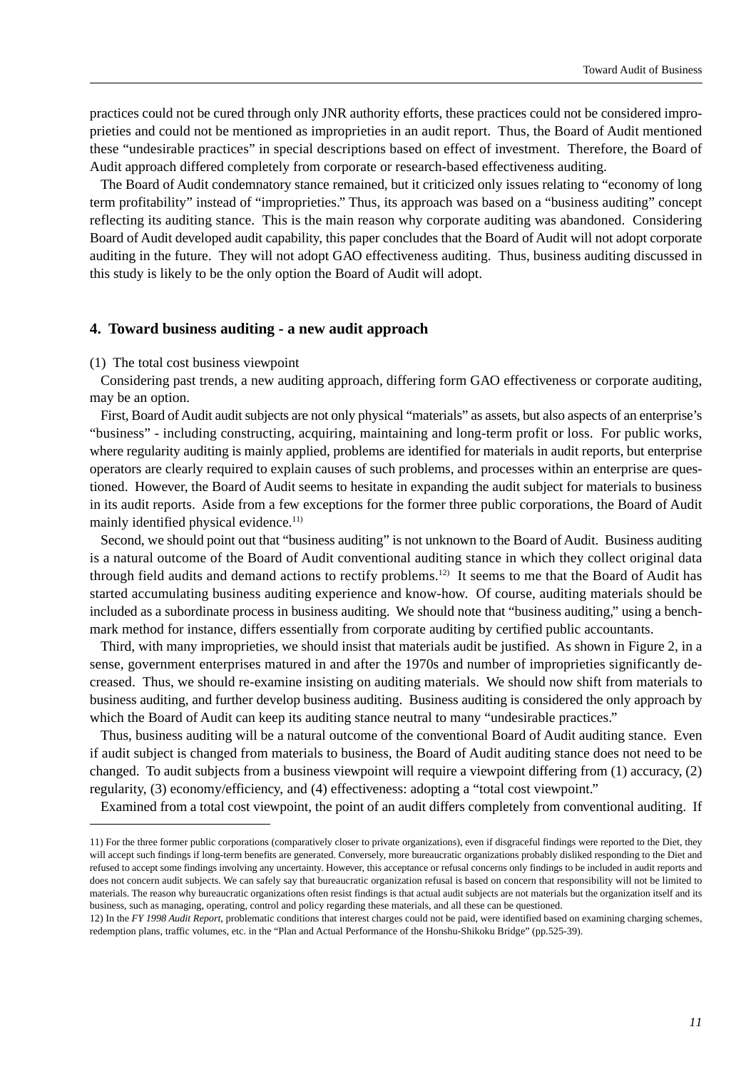practices could not be cured through only JNR authority efforts, these practices could not be considered improprieties and could not be mentioned as improprieties in an audit report. Thus, the Board of Audit mentioned these "undesirable practices" in special descriptions based on effect of investment. Therefore, the Board of Audit approach differed completely from corporate or research-based effectiveness auditing.

The Board of Audit condemnatory stance remained, but it criticized only issues relating to "economy of long term profitability" instead of "improprieties." Thus, its approach was based on a "business auditing" concept reflecting its auditing stance. This is the main reason why corporate auditing was abandoned. Considering Board of Audit developed audit capability, this paper concludes that the Board of Audit will not adopt corporate auditing in the future. They will not adopt GAO effectiveness auditing. Thus, business auditing discussed in this study is likely to be the only option the Board of Audit will adopt.

## 4. Toward business auditing - a new audit approach

(1) The total cost business viewpoint

Considering past trends, a new auditing approach, differing form GAO effectiveness or corporate auditing, may be an option.

First, Board of Audit audit subjects are not only physical "materials" as assets, but also aspects of an enterprise's "business" - including constructing, acquiring, maintaining and long-term profit or loss. For public works, where regularity auditing is mainly applied, problems are identified for materials in audit reports, but enterprise operators are clearly required to explain causes of such problems, and processes within an enterprise are questioned. However, the Board of Audit seems to hesitate in expanding the audit subject for materials to business in its audit reports. Aside from a few exceptions for the former three public corporations, the Board of Audit mainly identified physical evidence.[11)]

Second, we should point out that "business auditing" is not unknown to the Board of Audit. Business auditing is a natural outcome of the Board of Audit conventional auditing stance in which they collect original data through field audits and demand actions to rectify problems.[12)] It seems to me that the Board of Audit has started accumulating business auditing experience and know-how. Of course, auditing materials should be included as a subordinate process in business auditing. We should note that "business auditing," using a benchmark method for instance, differs essentially from corporate auditing by certified public accountants.

Third, with many improprieties, we should insist that materials audit be justified. As shown in Figure 2, in a sense, government enterprises matured in and after the 1970s and number of improprieties significantly decreased. Thus, we should re-examine insisting on auditing materials. We should now shift from materials to business auditing, and further develop business auditing. Business auditing is considered the only approach by which the Board of Audit can keep its auditing stance neutral to many "undesirable practices."

Thus, business auditing will be a natural outcome of the conventional Board of Audit auditing stance. Even if audit subject is changed from materials to business, the Board of Audit auditing stance does not need to be changed. To audit subjects from a business viewpoint will require a viewpoint differing from (1) accuracy, (2) regularity, (3) economy/efficiency, and (4) effectiveness: adopting a "total cost viewpoint."

Examined from a total cost viewpoint, the point of an audit differs completely from conventional auditing. If

---

11) For the three former public corporations (comparatively closer to private organizations), even if disgraceful findings were reported to the Diet, they will accept such findings if long-term benefits are generated. Conversely, more bureaucratic organizations probably disliked responding to the Diet and refused to accept some findings involving any uncertainty. However, this acceptance or refusal concerns only findings to be included in audit reports and does not concern audit subjects. We can safely say that bureaucratic organization refusal is based on concern that responsibility will not be limited to materials. The reason why bureaucratic organizations often resist findings is that actual audit subjects are not materials but the organization itself and its business, such as managing, operating, control and policy regarding these materials, and all these can be questioned.

12) In the *FY 1998 Audit Report*, problematic conditions that interest charges could not be paid, were identified based on examining charging schemes, redemption plans, traffic volumes, etc. in the "Plan and Actual Performance of the Honshu-Shikoku Bridge" (pp.525-39).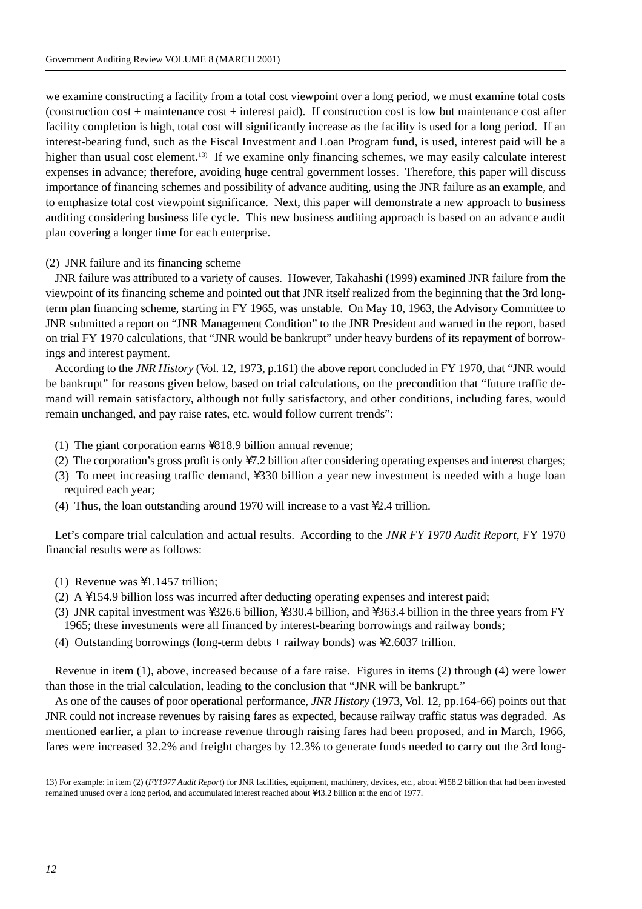we examine constructing a facility from a total cost viewpoint over a long period, we must examine total costs (construction cost + maintenance cost + interest paid). If construction cost is low but maintenance cost after facility completion is high, total cost will significantly increase as the facility is used for a long period. If an interest-bearing fund, such as the Fiscal Investment and Loan Program fund, is used, interest paid will be a higher than usual cost element.[13] If we examine only financing schemes, we may easily calculate interest expenses in advance; therefore, avoiding huge central government losses. Therefore, this paper will discuss importance of financing schemes and possibility of advance auditing, using the JNR failure as an example, and to emphasize total cost viewpoint significance. Next, this paper will demonstrate a new approach to business auditing considering business life cycle. This new business auditing approach is based on an advance audit plan covering a longer time for each enterprise.

(2) JNR failure and its financing scheme

JNR failure was attributed to a variety of causes. However, Takahashi (1999) examined JNR failure from the viewpoint of its financing scheme and pointed out that JNR itself realized from the beginning that the 3rd long-term plan financing scheme, starting in FY 1965, was unstable. On May 10, 1963, the Advisory Committee to JNR submitted a report on "JNR Management Condition" to the JNR President and warned in the report, based on trial FY 1970 calculations, that "JNR would be bankrupt" under heavy burdens of its repayment of borrowings and interest payment.

According to the *JNR History* (Vol. 12, 1973, p.161) the above report concluded in FY 1970, that "JNR would be bankrupt" for reasons given below, based on trial calculations, on the precondition that "future traffic demand will remain satisfactory, although not fully satisfactory, and other conditions, including fares, would remain unchanged, and pay raise rates, etc. would follow current trends":

(1) The giant corporation earns ¥818.9 billion annual revenue;
(2) The corporation's gross profit is only ¥7.2 billion after considering operating expenses and interest charges;
(3) To meet increasing traffic demand, ¥330 billion a year new investment is needed with a huge loan required each year;
(4) Thus, the loan outstanding around 1970 will increase to a vast ¥2.4 trillion.

Let's compare trial calculation and actual results. According to the *JNR FY 1970 Audit Report*, FY 1970 financial results were as follows:

(1) Revenue was ¥1.1457 trillion;
(2) A ¥154.9 billion loss was incurred after deducting operating expenses and interest paid;
(3) JNR capital investment was ¥326.6 billion, ¥330.4 billion, and ¥363.4 billion in the three years from FY 1965; these investments were all financed by interest-bearing borrowings and railway bonds;
(4) Outstanding borrowings (long-term debts + railway bonds) was ¥2.6037 trillion.

Revenue in item (1), above, increased because of a fare raise. Figures in items (2) through (4) were lower than those in the trial calculation, leading to the conclusion that "JNR will be bankrupt."

As one of the causes of poor operational performance, *JNR History* (1973, Vol. 12, pp.164-66) points out that JNR could not increase revenues by raising fares as expected, because railway traffic status was degraded. As mentioned earlier, a plan to increase revenue through raising fares had been proposed, and in March, 1966, fares were increased 32.2% and freight charges by 12.3% to generate funds needed to carry out the 3rd long-

---

13) For example: in item (2) (*FY1977 Audit Report*) for JNR facilities, equipment, machinery, devices, etc., about ¥158.2 billion that had been invested remained unused over a long period, and accumulated interest reached about ¥43.2 billion at the end of 1977.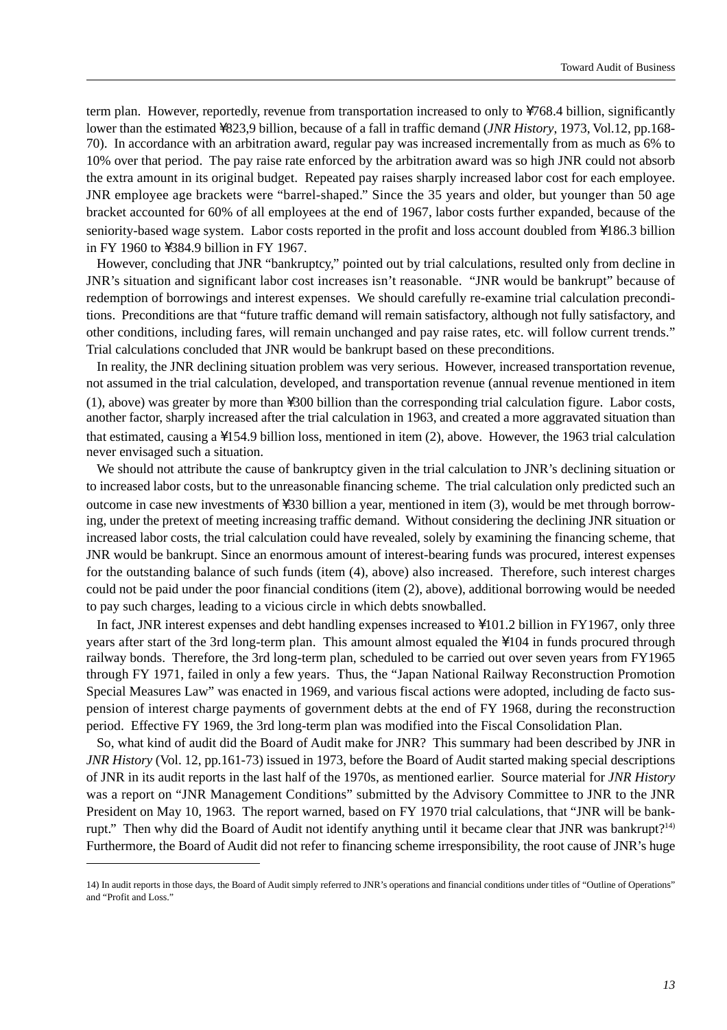term plan. However, reportedly, revenue from transportation increased to only to ¥768.4 billion, significantly lower than the estimated ¥823,9 billion, because of a fall in traffic demand (*JNR History*, 1973, Vol.12, pp.168-70). In accordance with an arbitration award, regular pay was increased incrementally from as much as 6% to 10% over that period. The pay raise rate enforced by the arbitration award was so high JNR could not absorb the extra amount in its original budget. Repeated pay raises sharply increased labor cost for each employee. JNR employee age brackets were "barrel-shaped." Since the 35 years and older, but younger than 50 age bracket accounted for 60% of all employees at the end of 1967, labor costs further expanded, because of the seniority-based wage system. Labor costs reported in the profit and loss account doubled from ¥186.3 billion in FY 1960 to ¥384.9 billion in FY 1967.

However, concluding that JNR "bankruptcy," pointed out by trial calculations, resulted only from decline in JNR's situation and significant labor cost increases isn't reasonable. "JNR would be bankrupt" because of redemption of borrowings and interest expenses. We should carefully re-examine trial calculation preconditions. Preconditions are that "future traffic demand will remain satisfactory, although not fully satisfactory, and other conditions, including fares, will remain unchanged and pay raise rates, etc. will follow current trends." Trial calculations concluded that JNR would be bankrupt based on these preconditions.

In reality, the JNR declining situation problem was very serious. However, increased transportation revenue, not assumed in the trial calculation, developed, and transportation revenue (annual revenue mentioned in item (1), above) was greater by more than ¥300 billion than the corresponding trial calculation figure. Labor costs, another factor, sharply increased after the trial calculation in 1963, and created a more aggravated situation than that estimated, causing a ¥154.9 billion loss, mentioned in item (2), above. However, the 1963 trial calculation never envisaged such a situation.

We should not attribute the cause of bankruptcy given in the trial calculation to JNR's declining situation or to increased labor costs, but to the unreasonable financing scheme. The trial calculation only predicted such an outcome in case new investments of ¥330 billion a year, mentioned in item (3), would be met through borrowing, under the pretext of meeting increasing traffic demand. Without considering the declining JNR situation or increased labor costs, the trial calculation could have revealed, solely by examining the financing scheme, that JNR would be bankrupt. Since an enormous amount of interest-bearing funds was procured, interest expenses for the outstanding balance of such funds (item (4), above) also increased. Therefore, such interest charges could not be paid under the poor financial conditions (item (2), above), additional borrowing would be needed to pay such charges, leading to a vicious circle in which debts snowballed.

In fact, JNR interest expenses and debt handling expenses increased to ¥101.2 billion in FY1967, only three years after start of the 3rd long-term plan. This amount almost equaled the ¥104 in funds procured through railway bonds. Therefore, the 3rd long-term plan, scheduled to be carried out over seven years from FY1965 through FY 1971, failed in only a few years. Thus, the "Japan National Railway Reconstruction Promotion Special Measures Law" was enacted in 1969, and various fiscal actions were adopted, including de facto suspension of interest charge payments of government debts at the end of FY 1968, during the reconstruction period. Effective FY 1969, the 3rd long-term plan was modified into the Fiscal Consolidation Plan.

So, what kind of audit did the Board of Audit make for JNR? This summary had been described by JNR in *JNR History* (Vol. 12, pp.161-73) issued in 1973, before the Board of Audit started making special descriptions of JNR in its audit reports in the last half of the 1970s, as mentioned earlier. Source material for *JNR History* was a report on "JNR Management Conditions" submitted by the Advisory Committee to JNR to the JNR President on May 10, 1963. The report warned, based on FY 1970 trial calculations, that "JNR will be bankrupt." Then why did the Board of Audit not identify anything until it became clear that JNR was bankrupt?[14] Furthermore, the Board of Audit did not refer to financing scheme irresponsibility, the root cause of JNR's huge

---

14) In audit reports in those days, the Board of Audit simply referred to JNR's operations and financial conditions under titles of "Outline of Operations" and "Profit and Loss."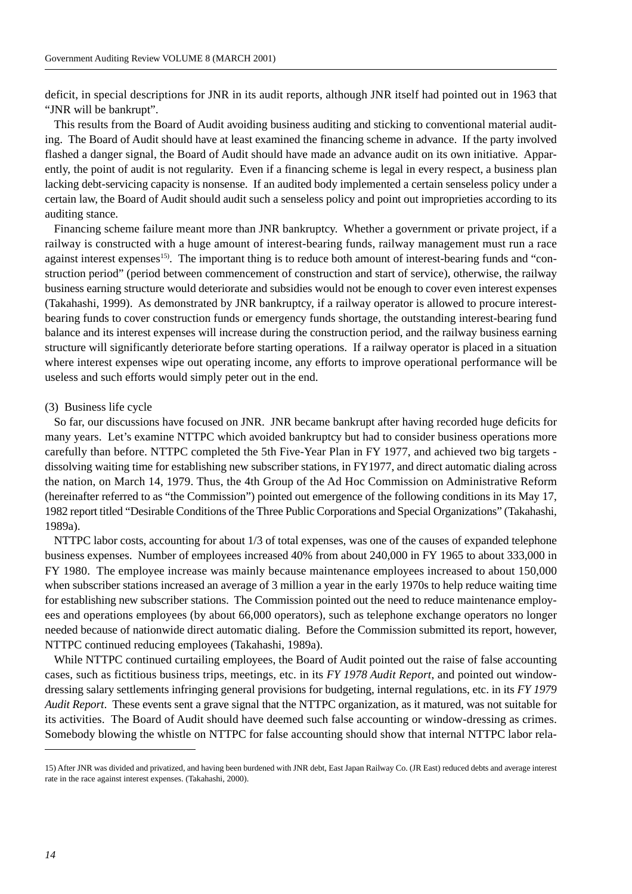deficit, in special descriptions for JNR in its audit reports, although JNR itself had pointed out in 1963 that "JNR will be bankrupt".

This results from the Board of Audit avoiding business auditing and sticking to conventional material auditing. The Board of Audit should have at least examined the financing scheme in advance. If the party involved flashed a danger signal, the Board of Audit should have made an advance audit on its own initiative. Apparently, the point of audit is not regularity. Even if a financing scheme is legal in every respect, a business plan lacking debt-servicing capacity is nonsense. If an audited body implemented a certain senseless policy under a certain law, the Board of Audit should audit such a senseless policy and point out improprieties according to its auditing stance.

Financing scheme failure meant more than JNR bankruptcy. Whether a government or private project, if a railway is constructed with a huge amount of interest-bearing funds, railway management must run a race against interest expenses[15]. The important thing is to reduce both amount of interest-bearing funds and "construction period" (period between commencement of construction and start of service), otherwise, the railway business earning structure would deteriorate and subsidies would not be enough to cover even interest expenses (Takahashi, 1999). As demonstrated by JNR bankruptcy, if a railway operator is allowed to procure interest-bearing funds to cover construction funds or emergency funds shortage, the outstanding interest-bearing fund balance and its interest expenses will increase during the construction period, and the railway business earning structure will significantly deteriorate before starting operations. If a railway operator is placed in a situation where interest expenses wipe out operating income, any efforts to improve operational performance will be useless and such efforts would simply peter out in the end.

(3) Business life cycle

So far, our discussions have focused on JNR. JNR became bankrupt after having recorded huge deficits for many years. Let's examine NTTPC which avoided bankruptcy but had to consider business operations more carefully than before. NTTPC completed the 5th Five-Year Plan in FY 1977, and achieved two big targets - dissolving waiting time for establishing new subscriber stations, in FY1977, and direct automatic dialing across the nation, on March 14, 1979. Thus, the 4th Group of the Ad Hoc Commission on Administrative Reform (hereinafter referred to as "the Commission") pointed out emergence of the following conditions in its May 17, 1982 report titled "Desirable Conditions of the Three Public Corporations and Special Organizations" (Takahashi, 1989a).

NTTPC labor costs, accounting for about 1/3 of total expenses, was one of the causes of expanded telephone business expenses. Number of employees increased 40% from about 240,000 in FY 1965 to about 333,000 in FY 1980. The employee increase was mainly because maintenance employees increased to about 150,000 when subscriber stations increased an average of 3 million a year in the early 1970s to help reduce waiting time for establishing new subscriber stations. The Commission pointed out the need to reduce maintenance employees and operations employees (by about 66,000 operators), such as telephone exchange operators no longer needed because of nationwide direct automatic dialing. Before the Commission submitted its report, however, NTTPC continued reducing employees (Takahashi, 1989a).

While NTTPC continued curtailing employees, the Board of Audit pointed out the raise of false accounting cases, such as fictitious business trips, meetings, etc. in its *FY 1978 Audit Report*, and pointed out window-dressing salary settlements infringing general provisions for budgeting, internal regulations, etc. in its *FY 1979 Audit Report*. These events sent a grave signal that the NTTPC organization, as it matured, was not suitable for its activities. The Board of Audit should have deemed such false accounting or window-dressing as crimes. Somebody blowing the whistle on NTTPC for false accounting should show that internal NTTPC labor rela-

15) After JNR was divided and privatized, and having been burdened with JNR debt, East Japan Railway Co. (JR East) reduced debts and average interest rate in the race against interest expenses. (Takahashi, 2000).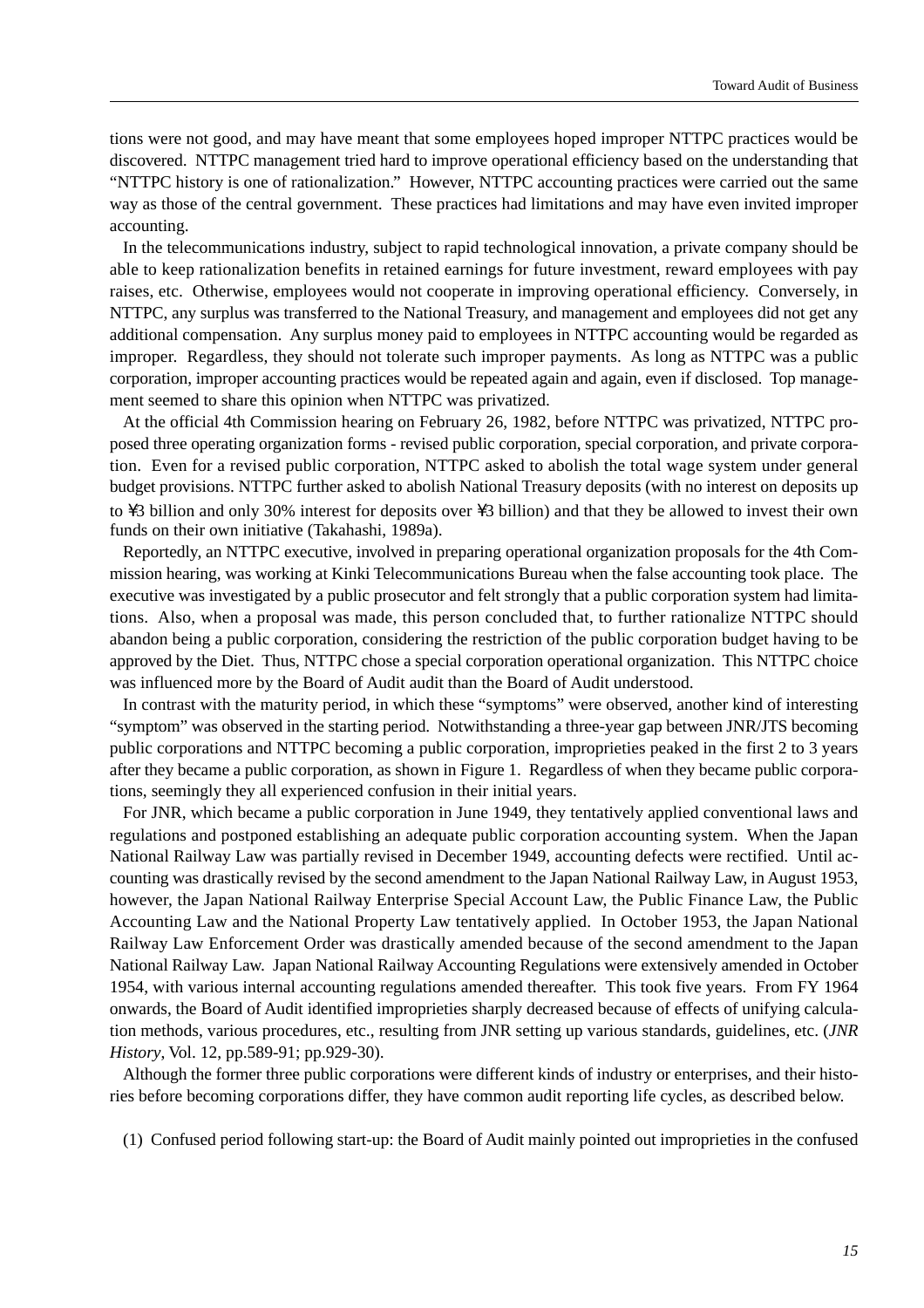tions were not good, and may have meant that some employees hoped improper NTTPC practices would be discovered. NTTPC management tried hard to improve operational efficiency based on the understanding that "NTTPC history is one of rationalization." However, NTTPC accounting practices were carried out the same way as those of the central government. These practices had limitations and may have even invited improper accounting.

In the telecommunications industry, subject to rapid technological innovation, a private company should be able to keep rationalization benefits in retained earnings for future investment, reward employees with pay raises, etc. Otherwise, employees would not cooperate in improving operational efficiency. Conversely, in NTTPC, any surplus was transferred to the National Treasury, and management and employees did not get any additional compensation. Any surplus money paid to employees in NTTPC accounting would be regarded as improper. Regardless, they should not tolerate such improper payments. As long as NTTPC was a public corporation, improper accounting practices would be repeated again and again, even if disclosed. Top management seemed to share this opinion when NTTPC was privatized.

At the official 4th Commission hearing on February 26, 1982, before NTTPC was privatized, NTTPC proposed three operating organization forms - revised public corporation, special corporation, and private corporation. Even for a revised public corporation, NTTPC asked to abolish the total wage system under general budget provisions. NTTPC further asked to abolish National Treasury deposits (with no interest on deposits up to ¥3 billion and only 30% interest for deposits over ¥3 billion) and that they be allowed to invest their own funds on their own initiative (Takahashi, 1989a).

Reportedly, an NTTPC executive, involved in preparing operational organization proposals for the 4th Commission hearing, was working at Kinki Telecommunications Bureau when the false accounting took place. The executive was investigated by a public prosecutor and felt strongly that a public corporation system had limitations. Also, when a proposal was made, this person concluded that, to further rationalize NTTPC should abandon being a public corporation, considering the restriction of the public corporation budget having to be approved by the Diet. Thus, NTTPC chose a special corporation operational organization. This NTTPC choice was influenced more by the Board of Audit audit than the Board of Audit understood.

In contrast with the maturity period, in which these "symptoms" were observed, another kind of interesting "symptom" was observed in the starting period. Notwithstanding a three-year gap between JNR/JTS becoming public corporations and NTTPC becoming a public corporation, improprieties peaked in the first 2 to 3 years after they became a public corporation, as shown in Figure 1. Regardless of when they became public corporations, seemingly they all experienced confusion in their initial years.

For JNR, which became a public corporation in June 1949, they tentatively applied conventional laws and regulations and postponed establishing an adequate public corporation accounting system. When the Japan National Railway Law was partially revised in December 1949, accounting defects were rectified. Until accounting was drastically revised by the second amendment to the Japan National Railway Law, in August 1953, however, the Japan National Railway Enterprise Special Account Law, the Public Finance Law, the Public Accounting Law and the National Property Law tentatively applied. In October 1953, the Japan National Railway Law Enforcement Order was drastically amended because of the second amendment to the Japan National Railway Law. Japan National Railway Accounting Regulations were extensively amended in October 1954, with various internal accounting regulations amended thereafter. This took five years. From FY 1964 onwards, the Board of Audit identified improprieties sharply decreased because of effects of unifying calculation methods, various procedures, etc., resulting from JNR setting up various standards, guidelines, etc. (*JNR History*, Vol. 12, pp.589-91; pp.929-30).

Although the former three public corporations were different kinds of industry or enterprises, and their histories before becoming corporations differ, they have common audit reporting life cycles, as described below.

(1) Confused period following start-up: the Board of Audit mainly pointed out improprieties in the confused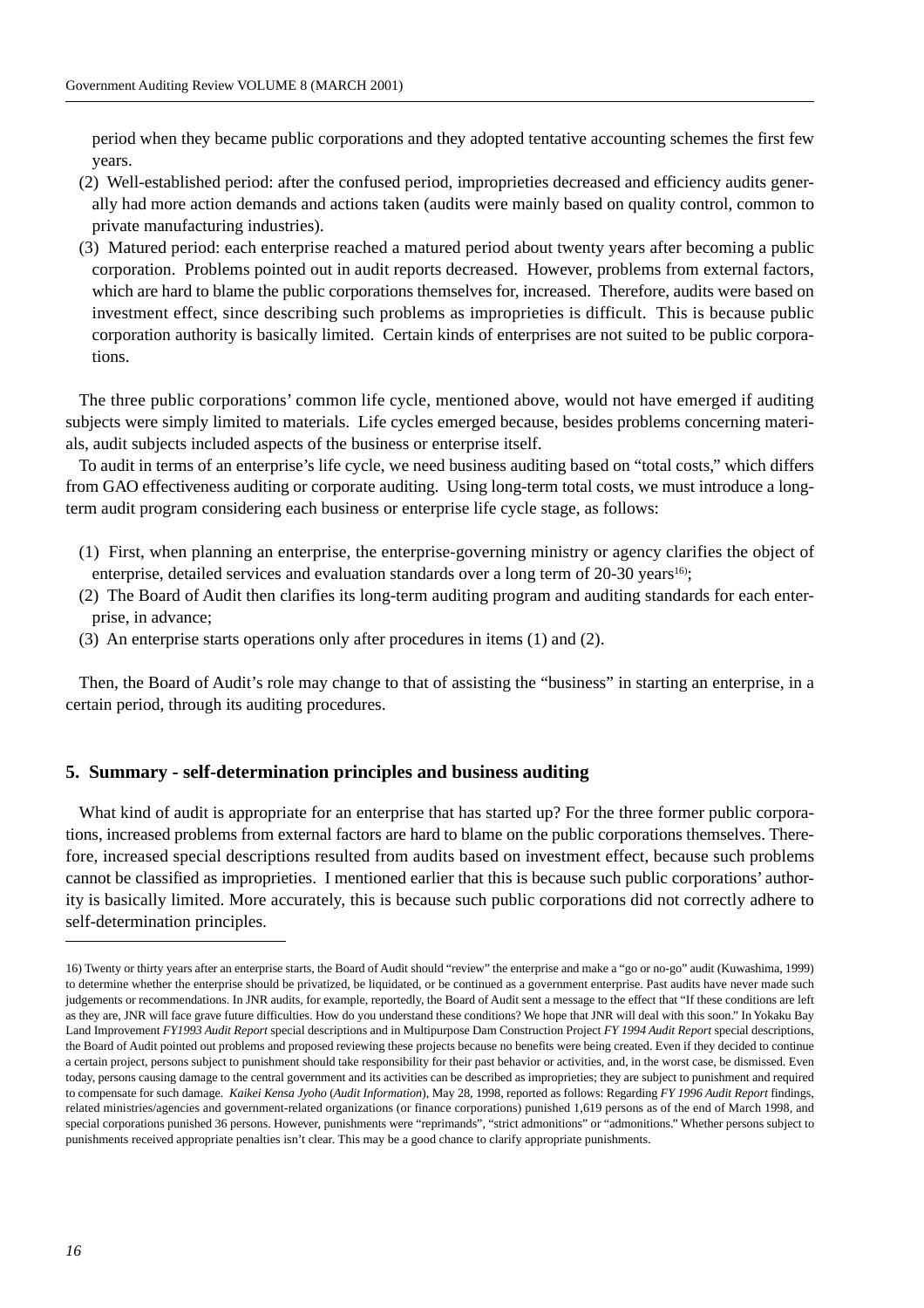period when they became public corporations and they adopted tentative accounting schemes the first few years.

(2) Well-established period: after the confused period, improprieties decreased and efficiency audits generally had more action demands and actions taken (audits were mainly based on quality control, common to private manufacturing industries).

(3) Matured period: each enterprise reached a matured period about twenty years after becoming a public corporation. Problems pointed out in audit reports decreased. However, problems from external factors, which are hard to blame the public corporations themselves for, increased. Therefore, audits were based on investment effect, since describing such problems as improprieties is difficult. This is because public corporation authority is basically limited. Certain kinds of enterprises are not suited to be public corporations.

The three public corporations' common life cycle, mentioned above, would not have emerged if auditing subjects were simply limited to materials. Life cycles emerged because, besides problems concerning materials, audit subjects included aspects of the business or enterprise itself.

To audit in terms of an enterprise's life cycle, we need business auditing based on "total costs," which differs from GAO effectiveness auditing or corporate auditing. Using long-term total costs, we must introduce a long-term audit program considering each business or enterprise life cycle stage, as follows:

(1) First, when planning an enterprise, the enterprise-governing ministry or agency clarifies the object of enterprise, detailed services and evaluation standards over a long term of 20-30 years[16];

(2) The Board of Audit then clarifies its long-term auditing program and auditing standards for each enterprise, in advance;

(3) An enterprise starts operations only after procedures in items (1) and (2).

Then, the Board of Audit's role may change to that of assisting the "business" in starting an enterprise, in a certain period, through its auditing procedures.

## 5. Summary - self-determination principles and business auditing

What kind of audit is appropriate for an enterprise that has started up? For the three former public corporations, increased problems from external factors are hard to blame on the public corporations themselves. Therefore, increased special descriptions resulted from audits based on investment effect, because such problems cannot be classified as improprieties. I mentioned earlier that this is because such public corporations' authority is basically limited. More accurately, this is because such public corporations did not correctly adhere to self-determination principles.

---

16) Twenty or thirty years after an enterprise starts, the Board of Audit should "review" the enterprise and make a "go or no-go" audit (Kuwashima, 1999) to determine whether the enterprise should be privatized, be liquidated, or be continued as a government enterprise. Past audits have never made such judgements or recommendations. In JNR audits, for example, reportedly, the Board of Audit sent a message to the effect that "If these conditions are left as they are, JNR will face grave future difficulties. How do you understand these conditions? We hope that JNR will deal with this soon." In Yokaku Bay Land Improvement *FY1993 Audit Report* special descriptions and in Multipurpose Dam Construction Project *FY 1994 Audit Report* special descriptions, the Board of Audit pointed out problems and proposed reviewing these projects because no benefits were being created. Even if they decided to continue a certain project, persons subject to punishment should take responsibility for their past behavior or activities, and, in the worst case, be dismissed. Even today, persons causing damage to the central government and its activities can be described as improprieties; they are subject to punishment and required to compensate for such damage. *Kaikei Kensa Jyoho* (*Audit Information*), May 28, 1998, reported as follows: Regarding *FY 1996 Audit Report* findings, related ministries/agencies and government-related organizations (or finance corporations) punished 1,619 persons as of the end of March 1998, and special corporations punished 36 persons. However, punishments were "reprimands", "strict admonitions" or "admonitions." Whether persons subject to punishments received appropriate penalties isn't clear. This may be a good chance to clarify appropriate punishments.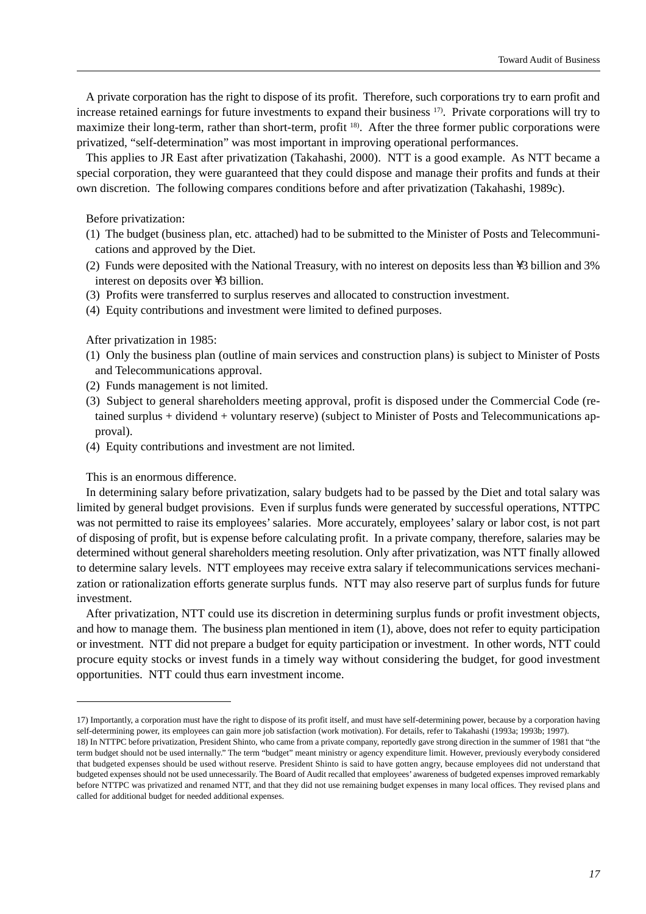A private corporation has the right to dispose of its profit. Therefore, such corporations try to earn profit and increase retained earnings for future investments to expand their business [17]. Private corporations will try to maximize their long-term, rather than short-term, profit [18]. After the three former public corporations were privatized, "self-determination" was most important in improving operational performances.

This applies to JR East after privatization (Takahashi, 2000). NTT is a good example. As NTT became a special corporation, they were guaranteed that they could dispose and manage their profits and funds at their own discretion. The following compares conditions before and after privatization (Takahashi, 1989c).

Before privatization:

(1) The budget (business plan, etc. attached) had to be submitted to the Minister of Posts and Telecommunications and approved by the Diet.

(2) Funds were deposited with the National Treasury, with no interest on deposits less than ¥3 billion and 3% interest on deposits over ¥3 billion.

(3) Profits were transferred to surplus reserves and allocated to construction investment.

(4) Equity contributions and investment were limited to defined purposes.

After privatization in 1985:

(1) Only the business plan (outline of main services and construction plans) is subject to Minister of Posts and Telecommunications approval.

(2) Funds management is not limited.

(3) Subject to general shareholders meeting approval, profit is disposed under the Commercial Code (retained surplus + dividend + voluntary reserve) (subject to Minister of Posts and Telecommunications approval).

(4) Equity contributions and investment are not limited.

This is an enormous difference.

In determining salary before privatization, salary budgets had to be passed by the Diet and total salary was limited by general budget provisions. Even if surplus funds were generated by successful operations, NTTPC was not permitted to raise its employees' salaries. More accurately, employees' salary or labor cost, is not part of disposing of profit, but is expense before calculating profit. In a private company, therefore, salaries may be determined without general shareholders meeting resolution. Only after privatization, was NTT finally allowed to determine salary levels. NTT employees may receive extra salary if telecommunications services mechanization or rationalization efforts generate surplus funds. NTT may also reserve part of surplus funds for future investment.

After privatization, NTT could use its discretion in determining surplus funds or profit investment objects, and how to manage them. The business plan mentioned in item (1), above, does not refer to equity participation or investment. NTT did not prepare a budget for equity participation or investment. In other words, NTT could procure equity stocks or invest funds in a timely way without considering the budget, for good investment opportunities. NTT could thus earn investment income.

---

17) Importantly, a corporation must have the right to dispose of its profit itself, and must have self-determining power, because by a corporation having self-determining power, its employees can gain more job satisfaction (work motivation). For details, refer to Takahashi (1993a; 1993b; 1997).

18) In NTTPC before privatization, President Shinto, who came from a private company, reportedly gave strong direction in the summer of 1981 that "the term budget should not be used internally." The term "budget" meant ministry or agency expenditure limit. However, previously everybody considered that budgeted expenses should be used without reserve. President Shinto is said to have gotten angry, because employees did not understand that budgeted expenses should not be used unnecessarily. The Board of Audit recalled that employees' awareness of budgeted expenses improved remarkably before NTTPC was privatized and renamed NTT, and that they did not use remaining budget expenses in many local offices. They revised plans and called for additional budget for needed additional expenses.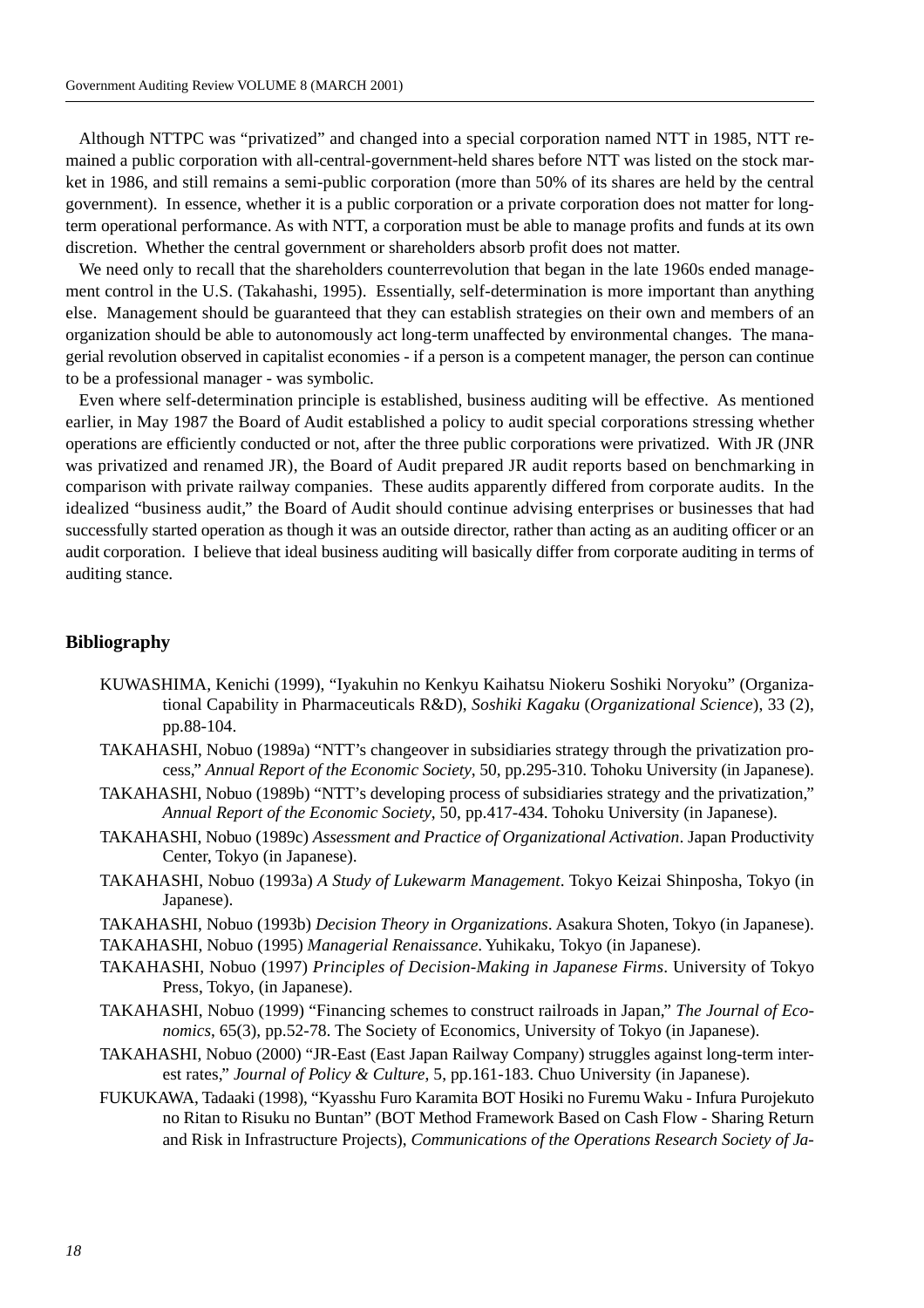Although NTTPC was "privatized" and changed into a special corporation named NTT in 1985, NTT remained a public corporation with all-central-government-held shares before NTT was listed on the stock market in 1986, and still remains a semi-public corporation (more than 50% of its shares are held by the central government). In essence, whether it is a public corporation or a private corporation does not matter for long-term operational performance. As with NTT, a corporation must be able to manage profits and funds at its own discretion. Whether the central government or shareholders absorb profit does not matter.

We need only to recall that the shareholders counterrevolution that began in the late 1960s ended management control in the U.S. (Takahashi, 1995). Essentially, self-determination is more important than anything else. Management should be guaranteed that they can establish strategies on their own and members of an organization should be able to autonomously act long-term unaffected by environmental changes. The managerial revolution observed in capitalist economies - if a person is a competent manager, the person can continue to be a professional manager - was symbolic.

Even where self-determination principle is established, business auditing will be effective. As mentioned earlier, in May 1987 the Board of Audit established a policy to audit special corporations stressing whether operations are efficiently conducted or not, after the three public corporations were privatized. With JR (JNR was privatized and renamed JR), the Board of Audit prepared JR audit reports based on benchmarking in comparison with private railway companies. These audits apparently differed from corporate audits. In the idealized "business audit," the Board of Audit should continue advising enterprises or businesses that had successfully started operation as though it was an outside director, rather than acting as an auditing officer or an audit corporation. I believe that ideal business auditing will basically differ from corporate auditing in terms of auditing stance.

## Bibliography

KUWASHIMA, Kenichi (1999), "Iyakuhin no Kenkyu Kaihatsu Niokeru Soshiki Noryoku" (Organizational Capability in Pharmaceuticals R&D), *Soshiki Kagaku* (*Organizational Science*), 33 (2), pp.88-104.

TAKAHASHI, Nobuo (1989a) "NTT's changeover in subsidiaries strategy through the privatization process," *Annual Report of the Economic Society*, 50, pp.295-310. Tohoku University (in Japanese).

TAKAHASHI, Nobuo (1989b) "NTT's developing process of subsidiaries strategy and the privatization," *Annual Report of the Economic Society*, 50, pp.417-434. Tohoku University (in Japanese).

TAKAHASHI, Nobuo (1989c) *Assessment and Practice of Organizational Activation*. Japan Productivity Center, Tokyo (in Japanese).

TAKAHASHI, Nobuo (1993a) *A Study of Lukewarm Management*. Tokyo Keizai Shinposha, Tokyo (in Japanese).

TAKAHASHI, Nobuo (1993b) *Decision Theory in Organizations*. Asakura Shoten, Tokyo (in Japanese).

TAKAHASHI, Nobuo (1995) *Managerial Renaissance*. Yuhikaku, Tokyo (in Japanese).

TAKAHASHI, Nobuo (1997) *Principles of Decision-Making in Japanese Firms*. University of Tokyo Press, Tokyo, (in Japanese).

TAKAHASHI, Nobuo (1999) "Financing schemes to construct railroads in Japan," *The Journal of Economics*, 65(3), pp.52-78. The Society of Economics, University of Tokyo (in Japanese).

TAKAHASHI, Nobuo (2000) "JR-East (East Japan Railway Company) struggles against long-term interest rates," *Journal of Policy & Culture*, 5, pp.161-183. Chuo University (in Japanese).

FUKUKAWA, Tadaaki (1998), "Kyasshu Furo Karamita BOT Hosiki no Furemu Waku - Infura Purojekuto no Ritan to Risuku no Buntan" (BOT Method Framework Based on Cash Flow - Sharing Return and Risk in Infrastructure Projects), *Communications of the Operations Research Society of Ja-*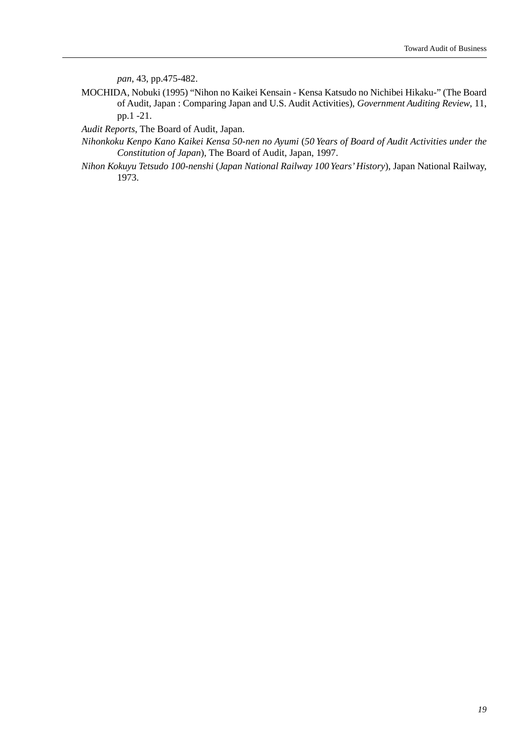*pan*, 43, pp.475-482.

MOCHIDA, Nobuki (1995) “Nihon no Kaikei Kensain - Kensa Katsudo no Nichibei Hikaku-” (The Board of Audit, Japan : Comparing Japan and U.S. Audit Activities), *Government Auditing Review*, 11, pp.1 -21.

*Audit Reports*, The Board of Audit, Japan.

*Nihonkoku Kenpo Kano Kaikei Kensa 50-nen no Ayumi* (*50 Years of Board of Audit Activities under the Constitution of Japan*), The Board of Audit, Japan, 1997.

*Nihon Kokuyu Tetsudo 100-nenshi* (*Japan National Railway 100 Years' History*), Japan National Railway, 1973.